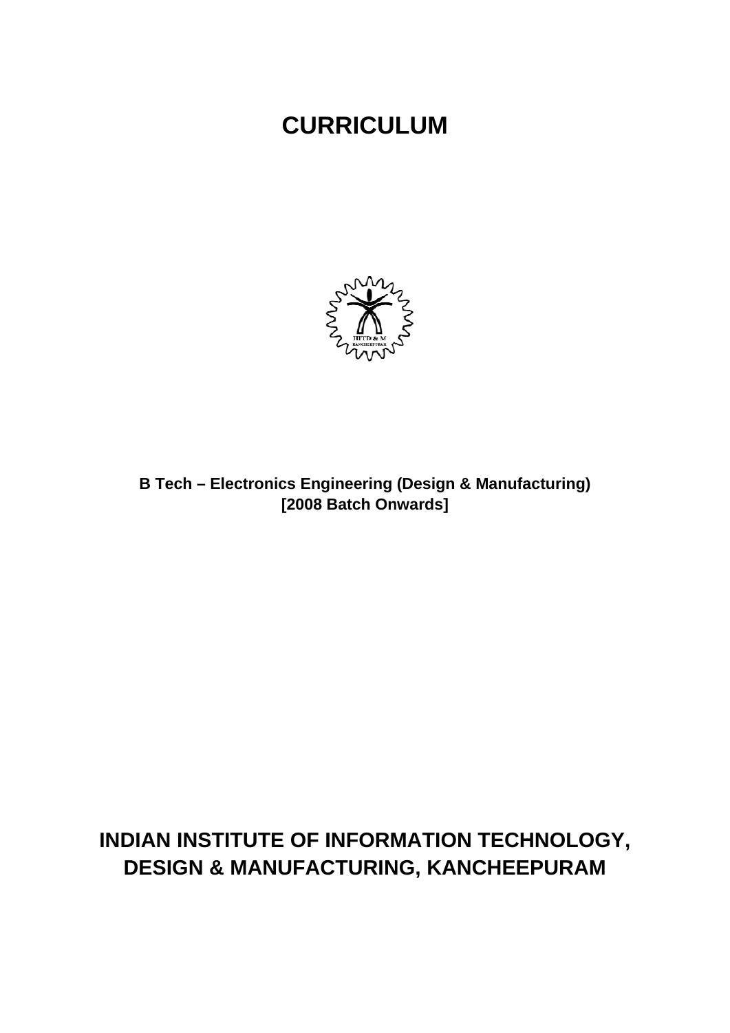# CURRICULUM

**B Tech – Electronics Engineering (Design & Manufacturing)**
**[2008 Batch Onwards]**

## INDIAN INSTITUTE OF INFORMATION TECHNOLOGY, DESIGN & MANUFACTURING, KANCHEEPURAM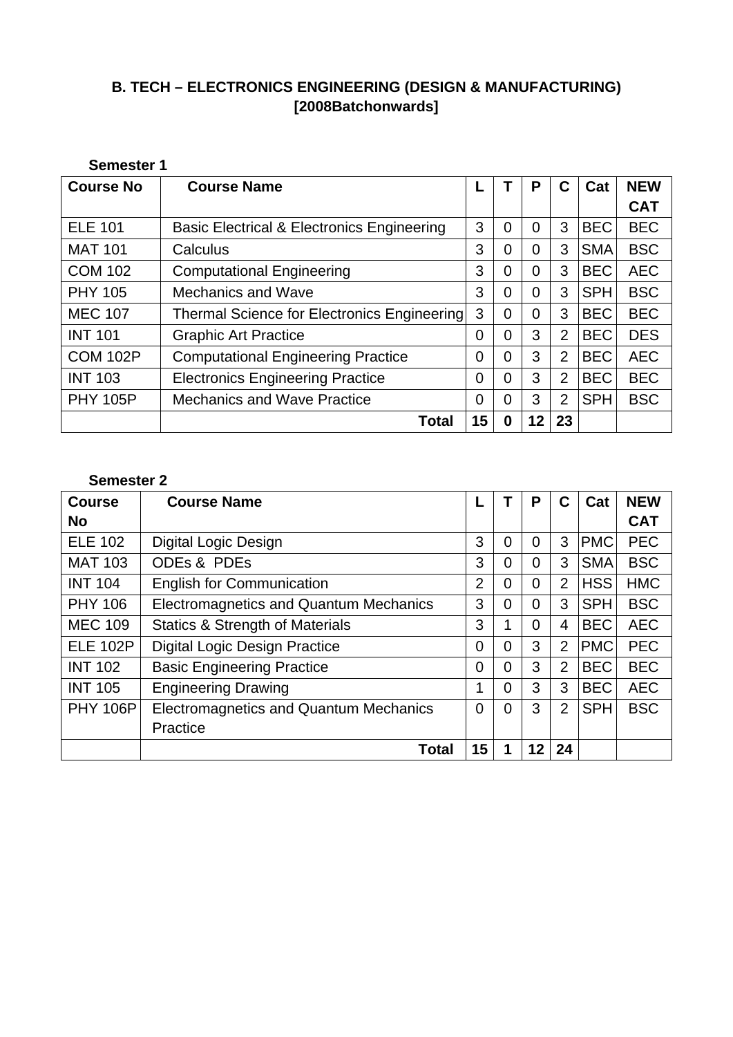**B. TECH – ELECTRONICS ENGINEERING (DESIGN & MANUFACTURING) [2008Batchonwards]**

**Semester 1**

| Course No | Course Name | L | T | P | C | Cat | NEW CAT |
|---|---|---|---|---|---|---|---|
| ELE 101 | Basic Electrical & Electronics Engineering | 3 | 0 | 0 | 3 | BEC | BEC |
| MAT 101 | Calculus | 3 | 0 | 0 | 3 | SMA | BSC |
| COM 102 | Computational Engineering | 3 | 0 | 0 | 3 | BEC | AEC |
| PHY 105 | Mechanics and Wave | 3 | 0 | 0 | 3 | SPH | BSC |
| MEC 107 | Thermal Science for Electronics Engineering | 3 | 0 | 0 | 3 | BEC | BEC |
| INT 101 | Graphic Art Practice | 0 | 0 | 3 | 2 | BEC | DES |
| COM 102P | Computational Engineering Practice | 0 | 0 | 3 | 2 | BEC | AEC |
| INT 103 | Electronics Engineering Practice | 0 | 0 | 3 | 2 | BEC | BEC |
| PHY 105P | Mechanics and Wave Practice | 0 | 0 | 3 | 2 | SPH | BSC |
| | **Total** | **15** | **0** | **12** | **23** | | |

**Semester 2**

| Course No | Course Name | L | T | P | C | Cat | NEW CAT |
|---|---|---|---|---|---|---|---|
| ELE 102 | Digital Logic Design | 3 | 0 | 0 | 3 | PMC | PEC |
| MAT 103 | ODEs & PDEs | 3 | 0 | 0 | 3 | SMA | BSC |
| INT 104 | English for Communication | 2 | 0 | 0 | 2 | HSS | HMC |
| PHY 106 | Electromagnetics and Quantum Mechanics | 3 | 0 | 0 | 3 | SPH | BSC |
| MEC 109 | Statics & Strength of Materials | 3 | 1 | 0 | 4 | BEC | AEC |
| ELE 102P | Digital Logic Design Practice | 0 | 0 | 3 | 2 | PMC | PEC |
| INT 102 | Basic Engineering Practice | 0 | 0 | 3 | 2 | BEC | BEC |
| INT 105 | Engineering Drawing | 1 | 0 | 3 | 3 | BEC | AEC |
| PHY 106P | Electromagnetics and Quantum Mechanics Practice | 0 | 0 | 3 | 2 | SPH | BSC |
| | **Total** | **15** | **1** | **12** | **24** | | |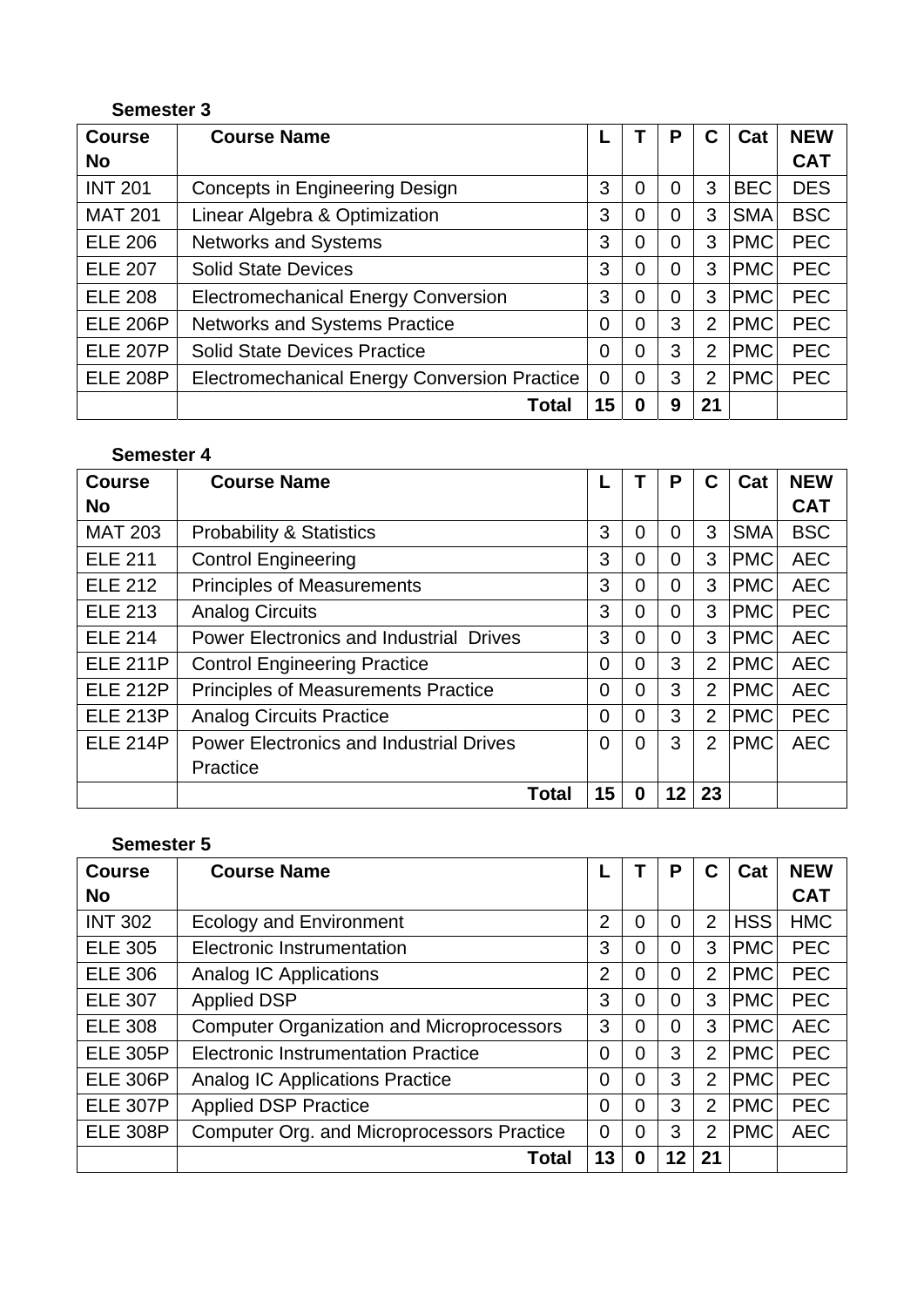**Semester 3**

| Course No | Course Name | L | T | P | C | Cat | NEW CAT |
|---|---|---|---|---|---|---|---|
| INT 201 | Concepts in Engineering Design | 3 | 0 | 0 | 3 | BEC | DES |
| MAT 201 | Linear Algebra & Optimization | 3 | 0 | 0 | 3 | SMA | BSC |
| ELE 206 | Networks and Systems | 3 | 0 | 0 | 3 | PMC | PEC |
| ELE 207 | Solid State Devices | 3 | 0 | 0 | 3 | PMC | PEC |
| ELE 208 | Electromechanical Energy Conversion | 3 | 0 | 0 | 3 | PMC | PEC |
| ELE 206P | Networks and Systems Practice | 0 | 0 | 3 | 2 | PMC | PEC |
| ELE 207P | Solid State Devices Practice | 0 | 0 | 3 | 2 | PMC | PEC |
| ELE 208P | Electromechanical Energy Conversion Practice | 0 | 0 | 3 | 2 | PMC | PEC |
| | **Total** | **15** | **0** | **9** | **21** | | |

**Semester 4**

| Course No | Course Name | L | T | P | C | Cat | NEW CAT |
|---|---|---|---|---|---|---|---|
| MAT 203 | Probability & Statistics | 3 | 0 | 0 | 3 | SMA | BSC |
| ELE 211 | Control Engineering | 3 | 0 | 0 | 3 | PMC | AEC |
| ELE 212 | Principles of Measurements | 3 | 0 | 0 | 3 | PMC | AEC |
| ELE 213 | Analog Circuits | 3 | 0 | 0 | 3 | PMC | PEC |
| ELE 214 | Power Electronics and Industrial Drives | 3 | 0 | 0 | 3 | PMC | AEC |
| ELE 211P | Control Engineering Practice | 0 | 0 | 3 | 2 | PMC | AEC |
| ELE 212P | Principles of Measurements Practice | 0 | 0 | 3 | 2 | PMC | AEC |
| ELE 213P | Analog Circuits Practice | 0 | 0 | 3 | 2 | PMC | PEC |
| ELE 214P | Power Electronics and Industrial Drives Practice | 0 | 0 | 3 | 2 | PMC | AEC |
| | **Total** | **15** | **0** | **12** | **23** | | |

**Semester 5**

| Course No | Course Name | L | T | P | C | Cat | NEW CAT |
|---|---|---|---|---|---|---|---|
| INT 302 | Ecology and Environment | 2 | 0 | 0 | 2 | HSS | HMC |
| ELE 305 | Electronic Instrumentation | 3 | 0 | 0 | 3 | PMC | PEC |
| ELE 306 | Analog IC Applications | 2 | 0 | 0 | 2 | PMC | PEC |
| ELE 307 | Applied DSP | 3 | 0 | 0 | 3 | PMC | PEC |
| ELE 308 | Computer Organization and Microprocessors | 3 | 0 | 0 | 3 | PMC | AEC |
| ELE 305P | Electronic Instrumentation Practice | 0 | 0 | 3 | 2 | PMC | PEC |
| ELE 306P | Analog IC Applications Practice | 0 | 0 | 3 | 2 | PMC | PEC |
| ELE 307P | Applied DSP Practice | 0 | 0 | 3 | 2 | PMC | PEC |
| ELE 308P | Computer Org. and Microprocessors Practice | 0 | 0 | 3 | 2 | PMC | AEC |
| | **Total** | **13** | **0** | **12** | **21** | | |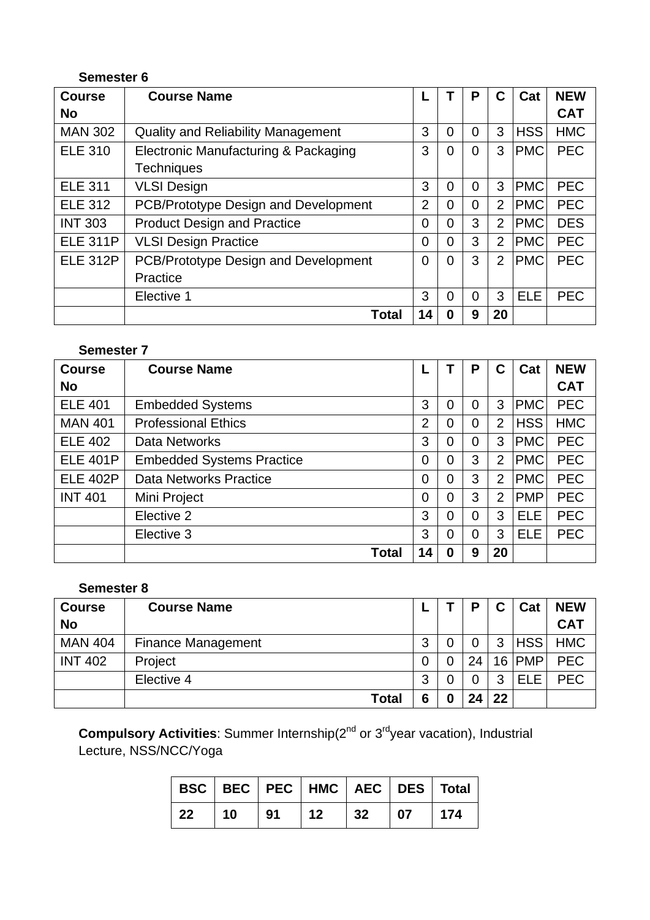**Semester 6**

| Course No | Course Name | L | T | P | C | Cat | NEW CAT |
|---|---|---|---|---|---|---|---|
| MAN 302 | Quality and Reliability Management | 3 | 0 | 0 | 3 | HSS | HMC |
| ELE 310 | Electronic Manufacturing & Packaging Techniques | 3 | 0 | 0 | 3 | PMC | PEC |
| ELE 311 | VLSI Design | 3 | 0 | 0 | 3 | PMC | PEC |
| ELE 312 | PCB/Prototype Design and Development | 2 | 0 | 0 | 2 | PMC | PEC |
| INT 303 | Product Design and Practice | 0 | 0 | 3 | 2 | PMC | DES |
| ELE 311P | VLSI Design Practice | 0 | 0 | 3 | 2 | PMC | PEC |
| ELE 312P | PCB/Prototype Design and Development Practice | 0 | 0 | 3 | 2 | PMC | PEC |
| | Elective 1 | 3 | 0 | 0 | 3 | ELE | PEC |
| | **Total** | **14** | **0** | **9** | **20** | | |

**Semester 7**

| Course No | Course Name | L | T | P | C | Cat | NEW CAT |
|---|---|---|---|---|---|---|---|
| ELE 401 | Embedded Systems | 3 | 0 | 0 | 3 | PMC | PEC |
| MAN 401 | Professional Ethics | 2 | 0 | 0 | 2 | HSS | HMC |
| ELE 402 | Data Networks | 3 | 0 | 0 | 3 | PMC | PEC |
| ELE 401P | Embedded Systems Practice | 0 | 0 | 3 | 2 | PMC | PEC |
| ELE 402P | Data Networks Practice | 0 | 0 | 3 | 2 | PMC | PEC |
| INT 401 | Mini Project | 0 | 0 | 3 | 2 | PMP | PEC |
| | Elective 2 | 3 | 0 | 0 | 3 | ELE | PEC |
| | Elective 3 | 3 | 0 | 0 | 3 | ELE | PEC |
| | **Total** | **14** | **0** | **9** | **20** | | |

**Semester 8**

| Course No | Course Name | L | T | P | C | Cat | NEW CAT |
|---|---|---|---|---|---|---|---|
| MAN 404 | Finance Management | 3 | 0 | 0 | 3 | HSS | HMC |
| INT 402 | Project | 0 | 0 | 24 | 16 | PMP | PEC |
| | Elective 4 | 3 | 0 | 0 | 3 | ELE | PEC |
| | **Total** | **6** | **0** | **24** | **22** | | |

**Compulsory Activities**: Summer Internship(2nd or 3rd year vacation), Industrial Lecture, NSS/NCC/Yoga

| BSC | BEC | PEC | HMC | AEC | DES | Total |
|---|---|---|---|---|---|---|
| 22 | 10 | 91 | 12 | 32 | 07 | 174 |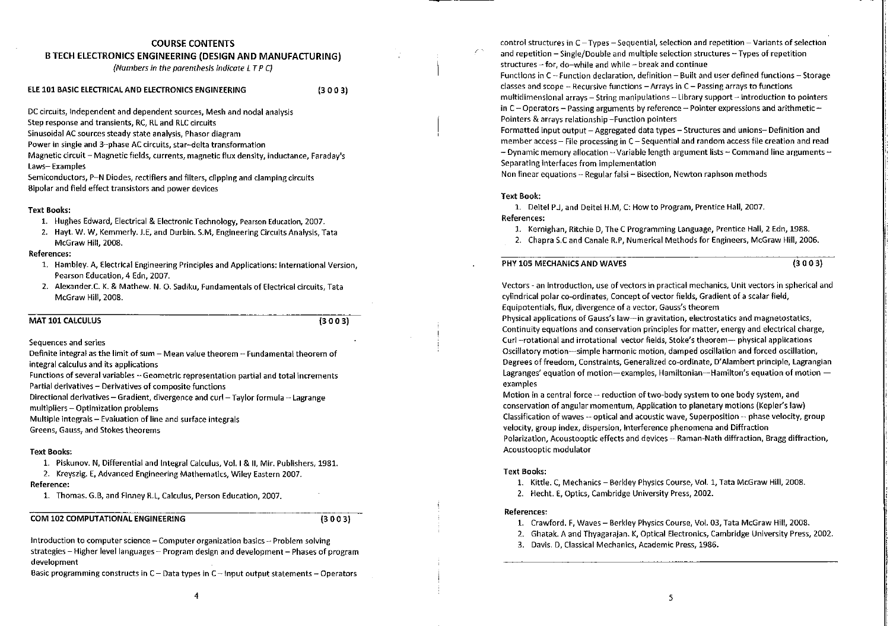# COURSE CONTENTS

## B TECH ELECTRONICS ENGINEERING (DESIGN AND MANUFACTURING)

*(Numbers in the parenthesis indicate L T P C)*

### ELE 101 BASIC ELECTRICAL AND ELECTRONICS ENGINEERING (3 0 0 3)

DC circuits, Independent and dependent sources, Mesh and nodal analysis
Step response and transients, RC, RL and RLC circuits
Sinusoidal AC sources steady state analysis, Phasor diagram
Power in single and 3-phase AC circuits, star-delta transformation
Magnetic circuit – Magnetic fields, currents, magnetic flux density, inductance, Faraday's Laws– Examples
Semiconductors, P-N Diodes, rectifiers and filters, clipping and clamping circuits
Bipolar and field effect transistors and power devices

**Text Books:**

1. Hughes Edward, Electrical & Electronic Technology, Pearson Education, 2007.
2. Hayt. W. W, Kemmerly. J.E, and Durbin. S.M, Engineering Circuits Analysis, Tata McGraw Hill, 2008.

**References:**

1. Hambley. A, Electrical Engineering Principles and Applications: International Version, Pearson Education, 4 Edn, 2007.
2. Alexander.C. K. & Mathew. N. O. Sadiku, Fundamentals of Electrical circuits, Tata McGraw Hill, 2008.

### MAT 101 CALCULUS (3 0 0 3)

Sequences and series
Definite integral as the limit of sum – Mean value theorem – Fundamental theorem of integral calculus and its applications
Functions of several variables – Geometric representation partial and total increments
Partial derivatives – Derivatives of composite functions
Directional derivatives – Gradient, divergence and curl – Taylor formula – Lagrange multipliers – Optimization problems
Multiple integrals – Evaluation of line and surface integrals
Greens, Gauss, and Stokes theorems

**Text Books:**

1. Piskunov. N, Differential and Integral Calculus, Vol. I & II, Mir. Publishers, 1981.
2. Kreyszig. E, Advanced Engineering Mathematics, Wiley Eastern 2007.

**Reference:**

1. Thomas. G.B, and Finney R.L, Calculus, Person Education, 2007.

### COM 102 COMPUTATIONAL ENGINEERING (3 0 0 3)

Introduction to computer science – Computer organization basics – Problem solving strategies – Higher level languages – Program design and development – Phases of program development
Basic programming constructs in C – Data types in C – Input output statements – Operators control structures in C – Types – Sequential, selection and repetition – Variants of selection and repetition – Single/Double and multiple selection structures – Types of repetition structures – for, do–while and while – break and continue
Functions in C – Function declaration, definition – Built and user defined functions – Storage classes and scope – Recursive functions – Arrays in C – Passing arrays to functions multidimensional arrays – String manipulations – Library support – Introduction to pointers in C – Operators – Passing arguments by reference – Pointer expressions and arithmetic – Pointers & arrays relationship –Function pointers
Formatted input output – Aggregated data types – Structures and unions– Definition and member access – File processing in C – Sequential and random access file creation and read – Dynamic memory allocation – Variable length argument lists – Command line arguments – Separating interfaces from implementation
Non linear equations – Regular falsi – Bisection, Newton raphson methods

**Text Book:**

1. Deitel P.J, and Deitel H.M, C: How to Program, Prentice Hall, 2007.

**References:**

1. Kernighan, Ritchie D, The C Programming Language, Prentice Hall, 2 Edn, 1988.
2. Chapra S.C and Canale R.P, Numerical Methods for Engineers, McGraw Hill, 2006.

### PHY 105 MECHANICS AND WAVES (3 0 0 3)

Vectors - an introduction, use of vectors in practical mechanics, Unit vectors in spherical and cylindrical polar co-ordinates, Concept of vector fields, Gradient of a scalar field, Equipotentials, flux, divergence of a vector, Gauss's theorem
Physical applications of Gauss's law—in gravitation, electrostatics and magnetostatics, Continuity equations and conservation principles for matter, energy and electrical charge, Curl –rotational and irrotational vector fields, Stoke's theorem— physical applications
Oscillatory motion—simple harmonic motion, damped oscillation and forced oscillation, Degrees of freedom, Constraints, Generalized co-ordinate, D'Alambert principle, Lagrangian Lagranges' equation of motion—examples, Hamiltonian—Hamilton's equation of motion — examples
Motion in a central force – reduction of two-body system to one body system, and conservation of angular momentum, Application to planetary motions (Kepler's law)
Classification of waves – optical and acoustic wave, Superposition – phase velocity, group velocity, group index, dispersion, Interference phenomena and Diffraction
Polarization, Acoustooptic effects and devices – Raman-Nath diffraction, Bragg diffraction, Acoustooptic modulator

**Text Books:**

1. Kittle. C, Mechanics – Berkley Physics Course, Vol. 1, Tata McGraw Hill, 2008.
2. Hecht. E, Optics, Cambridge University Press, 2002.

**References:**

1. Crawford. F, Waves – Berkley Physics Course, Vol. 03, Tata McGraw Hill, 2008.
2. Ghatak. A and Thyagarajan. K, Optical Electronics, Cambridge University Press, 2002.
3. Davis. D, Classical Mechanics, Academic Press, 1986.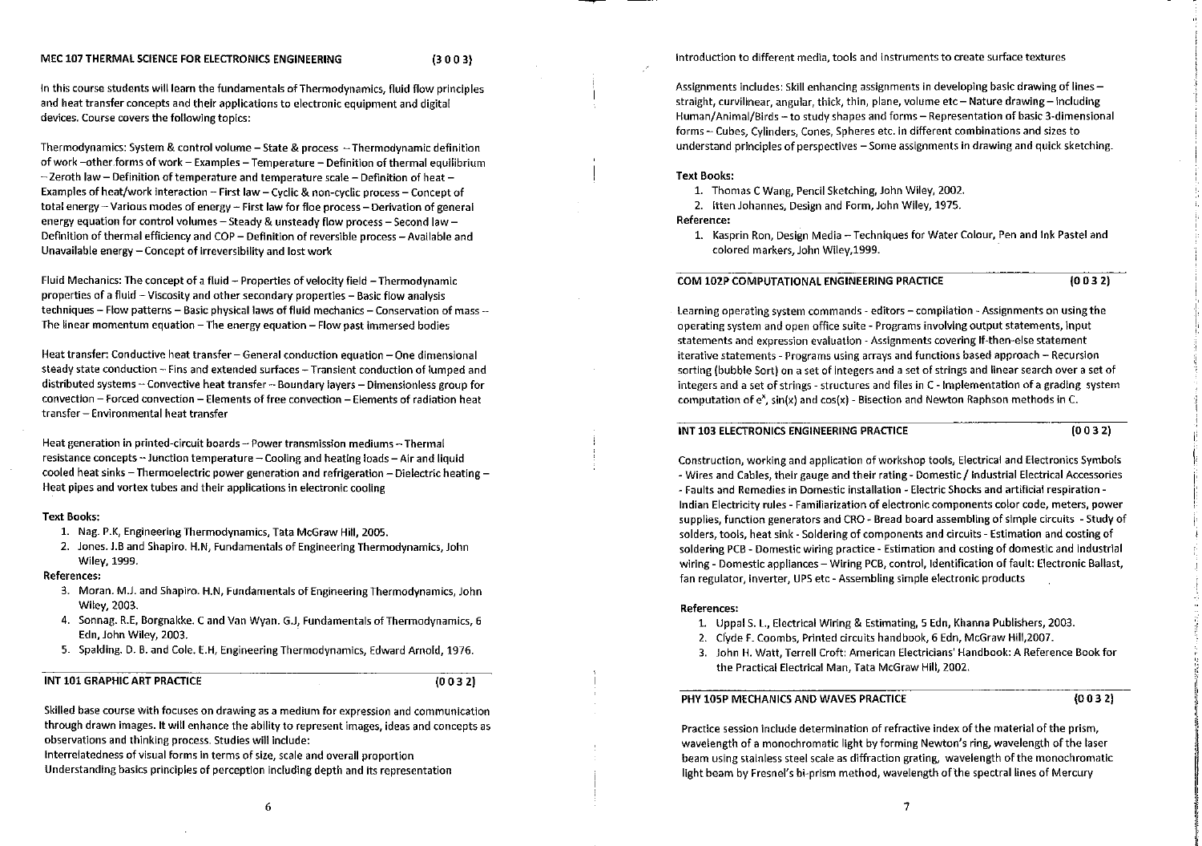## MEC 107 THERMAL SCIENCE FOR ELECTRONICS ENGINEERING (3 0 0 3)

In this course students will learn the fundamentals of Thermodynamics, fluid flow principles and heat transfer concepts and their applications to electronic equipment and digital devices. Course covers the following topics:

Thermodynamics: System & control volume – State & process – Thermodynamic definition of work –other forms of work – Examples – Temperature – Definition of thermal equilibrium – Zeroth law – Definition of temperature and temperature scale – Definition of heat – Examples of heat/work interaction – First law – Cyclic & non-cyclic process – Concept of total energy – Various modes of energy – First law for floe process – Derivation of general energy equation for control volumes – Steady & unsteady flow process – Second law – Definition of thermal efficiency and COP – Definition of reversible process – Available and Unavailable energy – Concept of irreversibility and lost work

Fluid Mechanics: The concept of a fluid – Properties of velocity field – Thermodynamic properties of a fluid – Viscosity and other secondary properties – Basic flow analysis techniques – Flow patterns – Basic physical laws of fluid mechanics – Conservation of mass – The linear momentum equation – The energy equation – Flow past immersed bodies

Heat transfer: Conductive heat transfer – General conduction equation – One dimensional steady state conduction – Fins and extended surfaces – Transient conduction of lumped and distributed systems – Convective heat transfer – Boundary layers – Dimensionless group for convection – Forced convection – Elements of free convection – Elements of radiation heat transfer – Environmental heat transfer

Heat generation in printed-circuit boards – Power transmission mediums – Thermal resistance concepts – Junction temperature – Cooling and heating loads – Air and liquid cooled heat sinks – Thermoelectric power generation and refrigeration – Dielectric heating – Heat pipes and vortex tubes and their applications in electronic cooling

**Text Books:**

1. Nag. P.K, Engineering Thermodynamics, Tata McGraw Hill, 2005.
2. Jones. J.B and Shapiro. H.N, Fundamentals of Engineering Thermodynamics, John Wiley, 1999.

**References:**

3. Moran. M.J. and Shapiro. H.N, Fundamentals of Engineering Thermodynamics, John Wiley, 2003.
4. Sonnag. R.E, Borgnakke. C and Van Wyan. G.J, Fundamentals of Thermodynamics, 6 Edn, John Wiley, 2003.
5. Spalding. D. B. and Cole. E.H, Engineering Thermodynamics, Edward Arnold, 1976.

## INT 101 GRAPHIC ART PRACTICE (0 0 3 2)

Skilled base course with focuses on drawing as a medium for expression and communication through drawn images. It will enhance the ability to represent images, ideas and concepts as observations and thinking process. Studies will include:

Interrelatedness of visual forms in terms of size, scale and overall proportion

Understanding basics principles of perception including depth and its representation

Introduction to different media, tools and instruments to create surface textures

Assignments includes: Skill enhancing assignments in developing basic drawing of lines – straight, curvilinear, angular, thick, thin, plane, volume etc – Nature drawing – including Human/Animal/Birds – to study shapes and forms – Representation of basic 3-dimensional forms – Cubes, Cylinders, Cones, Spheres etc. in different combinations and sizes to understand principles of perspectives – Some assignments in drawing and quick sketching.

**Text Books:**

1. Thomas C Wang, Pencil Sketching, John Wiley, 2002.
2. Itten Johannes, Design and Form, John Wiley, 1975.

**Reference:**

1. Kasprin Ron, Design Media – Techniques for Water Colour, Pen and Ink Pastel and colored markers, John Wiley,1999.

## COM 102P COMPUTATIONAL ENGINEERING PRACTICE (0 0 3 2)

Learning operating system commands - editors – compilation - Assignments on using the operating system and open office suite - Programs involving output statements, input statements and expression evaluation - Assignments covering If-then-else statement iterative statements - Programs using arrays and functions based approach – Recursion sorting (bubble Sort) on a set of integers and a set of strings and linear search over a set of integers and a set of strings - structures and files in C - Implementation of a grading system computation of $e^x$, sin(x) and cos(x) - Bisection and Newton Raphson methods in C.

## INT 103 ELECTRONICS ENGINEERING PRACTICE (0 0 3 2)

Construction, working and application of workshop tools, Electrical and Electronics Symbols - Wires and Cables, their gauge and their rating - Domestic / Industrial Electrical Accessories - Faults and Remedies in Domestic installation - Electric Shocks and artificial respiration - Indian Electricity rules - Familiarization of electronic components color code, meters, power supplies, function generators and CRO - Bread board assembling of simple circuits - Study of solders, tools, heat sink - Soldering of components and circuits - Estimation and costing of soldering PCB - Domestic wiring practice - Estimation and costing of domestic and industrial wiring - Domestic appliances – Wiring PCB, control, Identification of fault: Electronic Ballast, fan regulator, inverter, UPS etc - Assembling simple electronic products

**References:**

1. Uppal S. L., Electrical Wiring & Estimating, 5 Edn, Khanna Publishers, 2003.
2. Clyde F. Coombs, Printed circuits handbook, 6 Edn, McGraw Hill,2007.
3. John H. Watt, Terrell Croft: American Electricians' Handbook: A Reference Book for the Practical Electrical Man, Tata McGraw Hill, 2002.

## PHY 105P MECHANICS AND WAVES PRACTICE (0 0 3 2)

Practice session include determination of refractive index of the material of the prism, wavelength of a monochromatic light by forming Newton's ring, wavelength of the laser beam using stainless steel scale as diffraction grating, wavelength of the monochromatic light beam by Fresnel's bi-prism method, wavelength of the spectral lines of Mercury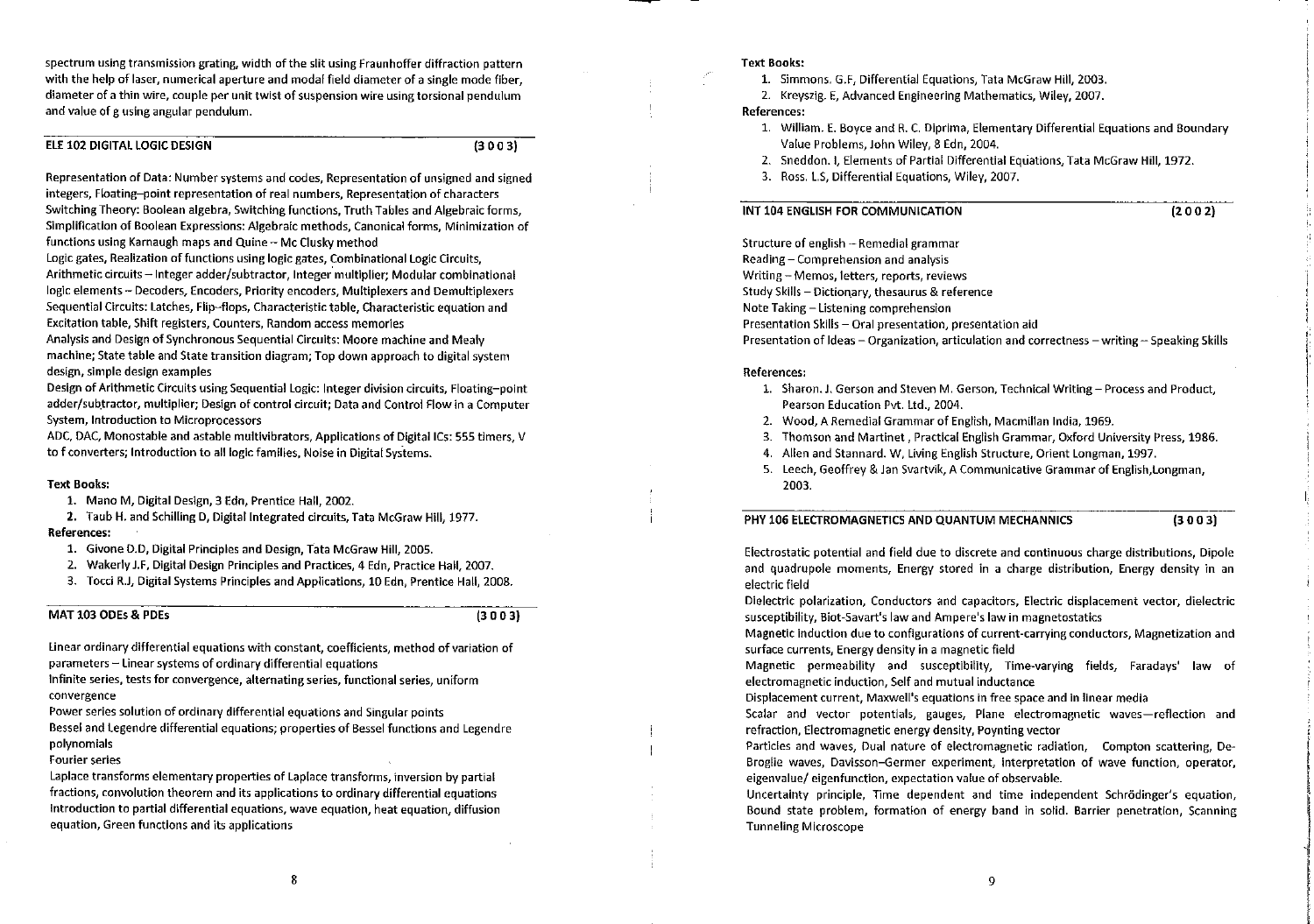spectrum using transmission grating, width of the slit using Fraunhoffer diffraction pattern with the help of laser, numerical aperture and modal field diameter of a single mode fiber, diameter of a thin wire, couple per unit twist of suspension wire using torsional pendulum and value of g using angular pendulum.

## ELE 102 DIGITAL LOGIC DESIGN (3 0 0 3)

Representation of Data: Number systems and codes, Representation of unsigned and signed integers, Floating–point representation of real numbers, Representation of characters
Switching Theory: Boolean algebra, Switching functions, Truth Tables and Algebraic forms, Simplification of Boolean Expressions: Algebraic methods, Canonical forms, Minimization of functions using Karnaugh maps and Quine – Mc Clusky method
Logic gates, Realization of functions using logic gates, Combinational Logic Circuits, Arithmetic circuits – Integer adder/subtractor, Integer multiplier; Modular combinational logic elements – Decoders, Encoders, Priority encoders, Multiplexers and Demultiplexers
Sequential Circuits: Latches, Flip-flops, Characteristic table, Characteristic equation and Excitation table, Shift registers, Counters, Random access memories
Analysis and Design of Synchronous Sequential Circuits: Moore machine and Mealy machine; State table and State transition diagram; Top down approach to digital system design, simple design examples
Design of Arithmetic Circuits using Sequential Logic: Integer division circuits, Floating–point adder/subtractor, multiplier; Design of control circuit; Data and Control Flow in a Computer System, Introduction to Microprocessors
ADC, DAC, Monostable and astable multivibrators, Applications of Digital ICs: 555 timers, V to f converters; Introduction to all logic families, Noise in Digital Systems.

**Text Books:**

1. Mano M, Digital Design, 3 Edn, Prentice Hall, 2002.
2. Taub H. and Schilling D, Digital Integrated circuits, Tata McGraw Hill, 1977.

**References:**

1. Givone D.D, Digital Principles and Design, Tata McGraw Hill, 2005.
2. Wakerly J.F, Digital Design Principles and Practices, 4 Edn, Practice Hall, 2007.
3. Tocci R.J, Digital Systems Principles and Applications, 10 Edn, Prentice Hall, 2008.

## MAT 103 ODEs & PDEs (3 0 0 3)

Linear ordinary differential equations with constant, coefficients, method of variation of parameters – Linear systems of ordinary differential equations
Infinite series, tests for convergence, alternating series, functional series, uniform convergence
Power series solution of ordinary differential equations and Singular points
Bessel and Legendre differential equations; properties of Bessel functions and Legendre polynomials
Fourier series
Laplace transforms elementary properties of Laplace transforms, inversion by partial fractions, convolution theorem and its applications to ordinary differential equations
Introduction to partial differential equations, wave equation, heat equation, diffusion equation, Green functions and its applications

**Text Books:**

1. Simmons. G.F, Differential Equations, Tata McGraw Hill, 2003.
2. Kreyszig. E, Advanced Engineering Mathematics, Wiley, 2007.

**References:**

1. William. E. Boyce and R. C. Diprima, Elementary Differential Equations and Boundary Value Problems, John Wiley, 8 Edn, 2004.
2. Sneddon. I, Elements of Partial Differential Equations, Tata McGraw Hill, 1972.
3. Ross. L.S, Differential Equations, Wiley, 2007.

## INT 104 ENGLISH FOR COMMUNICATION (2 0 0 2)

Structure of english – Remedial grammar
Reading – Comprehension and analysis
Writing – Memos, letters, reports, reviews
Study Skills – Dictionary, thesaurus & reference
Note Taking – Listening comprehension
Presentation Skills – Oral presentation, presentation aid
Presentation of Ideas – Organization, articulation and correctness – writing – Speaking Skills

**References:**

1. Sharon. J. Gerson and Steven M. Gerson, Technical Writing – Process and Product, Pearson Education Pvt. Ltd., 2004.
2. Wood, A Remedial Grammar of English, Macmillan India, 1969.
3. Thomson and Martinet , Practical English Grammar, Oxford University Press, 1986.
4. Allen and Stannard. W, Living English Structure, Orient Longman, 1997.
5. Leech, Geoffrey & Jan Svartvik, A Communicative Grammar of English,Longman, 2003.

## PHY 106 ELECTROMAGNETICS AND QUANTUM MECHANNICS (3 0 0 3)

Electrostatic potential and field due to discrete and continuous charge distributions, Dipole and quadrupole moments, Energy stored in a charge distribution, Energy density in an electric field
Dielectric polarization, Conductors and capacitors, Electric displacement vector, dielectric susceptibility, Biot-Savart's law and Ampere's law in magnetostatics
Magnetic induction due to configurations of current-carrying conductors, Magnetization and surface currents, Energy density in a magnetic field
Magnetic permeability and susceptibility, Time-varying fields, Faradays' law of electromagnetic induction, Self and mutual inductance
Displacement current, Maxwell's equations in free space and in linear media
Scalar and vector potentials, gauges, Plane electromagnetic waves—reflection and refraction, Electromagnetic energy density, Poynting vector
Particles and waves, Dual nature of electromagnetic radiation, Compton scattering, De-Broglie waves, Davisson–Germer experiment, Interpretation of wave function, operator, eigenvalue/ eigenfunction, expectation value of observable.
Uncertainty principle, Time dependent and time independent Schrödinger's equation, Bound state problem, formation of energy band in solid. Barrier penetration, Scanning Tunneling Microscope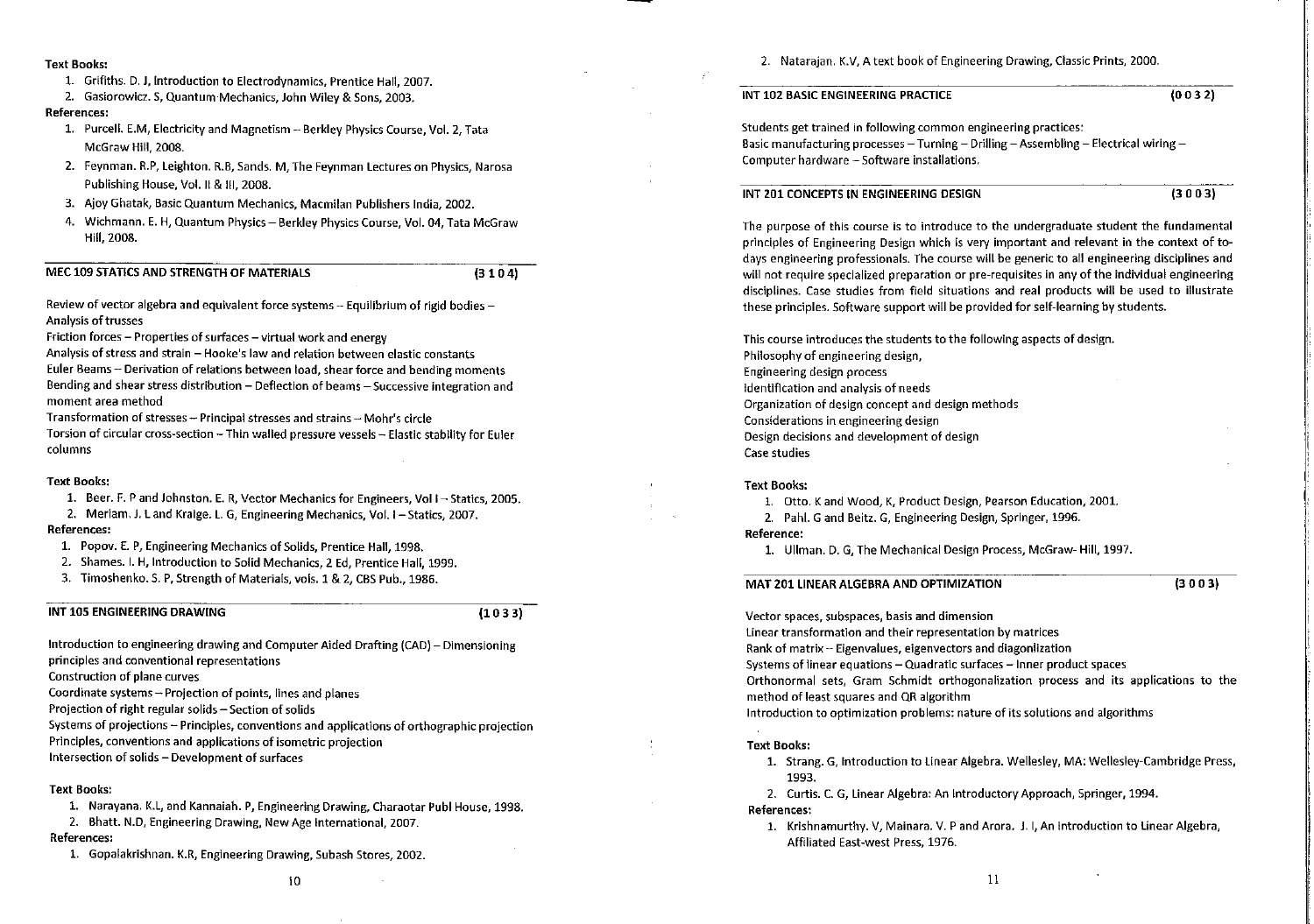**Text Books:**

1. Grifiths. D. J, Introduction to Electrodynamics, Prentice Hall, 2007.
2. Gasiorowicz. S, Quantum Mechanics, John Wiley & Sons, 2003.

**References:**

1. Purcell. E.M, Electricity and Magnetism – Berkley Physics Course, Vol. 2, Tata McGraw Hill, 2008.
2. Feynman. R.P, Leighton. R.B, Sands. M, The Feynman Lectures on Physics, Narosa Publishing House, Vol. II & III, 2008.
3. Ajoy Ghatak, Basic Quantum Mechanics, Macmilan Publishers India, 2002.
4. Wichmann. E. H, Quantum Physics – Berkley Physics Course, Vol. 04, Tata McGraw Hill, 2008.

## MEC 109 STATICS AND STRENGTH OF MATERIALS (3 1 0 4)

Review of vector algebra and equivalent force systems – Equilibrium of rigid bodies – Analysis of trusses
Friction forces – Properties of surfaces – virtual work and energy
Analysis of stress and strain – Hooke's law and relation between elastic constants
Euler Beams – Derivation of relations between load, shear force and bending moments
Bending and shear stress distribution – Deflection of beams – Successive integration and moment area method
Transformation of stresses – Principal stresses and strains – Mohr's circle
Torsion of circular cross-section – Thin walled pressure vessels – Elastic stability for Euler columns

**Text Books:**

1. Beer. F. P and Johnston. E. R, Vector Mechanics for Engineers, Vol I – Statics, 2005.
2. Meriam. J. L and Kraige. L. G, Engineering Mechanics, Vol. I – Statics, 2007.

**References:**

1. Popov. E. P, Engineering Mechanics of Solids, Prentice Hall, 1998.
2. Shames. I. H, Introduction to Solid Mechanics, 2 Ed, Prentice Hall, 1999.
3. Timoshenko. S. P, Strength of Materials, vols. 1 & 2, CBS Pub., 1986.

## INT 105 ENGINEERING DRAWING (1 0 3 3)

Introduction to engineering drawing and Computer Aided Drafting (CAD) – Dimensioning principles and conventional representations
Construction of plane curves
Coordinate systems – Projection of points, lines and planes
Projection of right regular solids – Section of solids
Systems of projections – Principles, conventions and applications of orthographic projection
Principles, conventions and applications of isometric projection
Intersection of solids – Development of surfaces

**Text Books:**

1. Narayana. K.L, and Kannaiah. P, Engineering Drawing, Charaotar Publ House, 1998.
2. Bhatt. N.D, Engineering Drawing, New Age International, 2007.

**References:**

1. Gopalakrishnan. K.R, Engineering Drawing, Subash Stores, 2002.
2. Natarajan. K.V, A text book of Engineering Drawing, Classic Prints, 2000.

## INT 102 BASIC ENGINEERING PRACTICE (0 0 3 2)

Students get trained in following common engineering practices:
Basic manufacturing processes – Turning – Drilling – Assembling – Electrical wiring – Computer hardware – Software installations.

## INT 201 CONCEPTS IN ENGINEERING DESIGN (3 0 0 3)

The purpose of this course is to introduce to the undergraduate student the fundamental principles of Engineering Design which is very important and relevant in the context of to-days engineering professionals. The course will be generic to all engineering disciplines and will not require specialized preparation or pre-requisites in any of the individual engineering disciplines. Case studies from field situations and real products will be used to illustrate these principles. Software support will be provided for self-learning by students.

This course introduces the students to the following aspects of design.
Philosophy of engineering design,
Engineering design process
Identification and analysis of needs
Organization of design concept and design methods
Considerations in engineering design
Design decisions and development of design
Case studies

**Text Books:**

1. Otto. K and Wood, K, Product Design, Pearson Education, 2001.
2. Pahl. G and Beitz. G, Engineering Design, Springer, 1996.

**Reference:**

1. Ullman. D. G, The Mechanical Design Process, McGraw- Hill, 1997.

## MAT 201 LINEAR ALGEBRA AND OPTIMIZATION (3 0 0 3)

Vector spaces, subspaces, basis and dimension
Linear transformation and their representation by matrices
Rank of matrix – Eigenvalues, eigenvectors and diagonlization
Systems of linear equations – Quadratic surfaces – Inner product spaces
Orthonormal sets, Gram Schmidt orthogonalization process and its applications to the method of least squares and QR algorithm
Introduction to optimization problems: nature of its solutions and algorithms

**Text Books:**

1. Strang. G, Introduction to Linear Algebra. Wellesley, MA: Wellesley-Cambridge Press, 1993.
2. Curtis. C. G, Linear Algebra: An Introductory Approach, Springer, 1994.

**References:**

1. Krishnamurthy. V, Mainara. V. P and Arora. J. I, An Introduction to Linear Algebra, Affiliated East-west Press, 1976.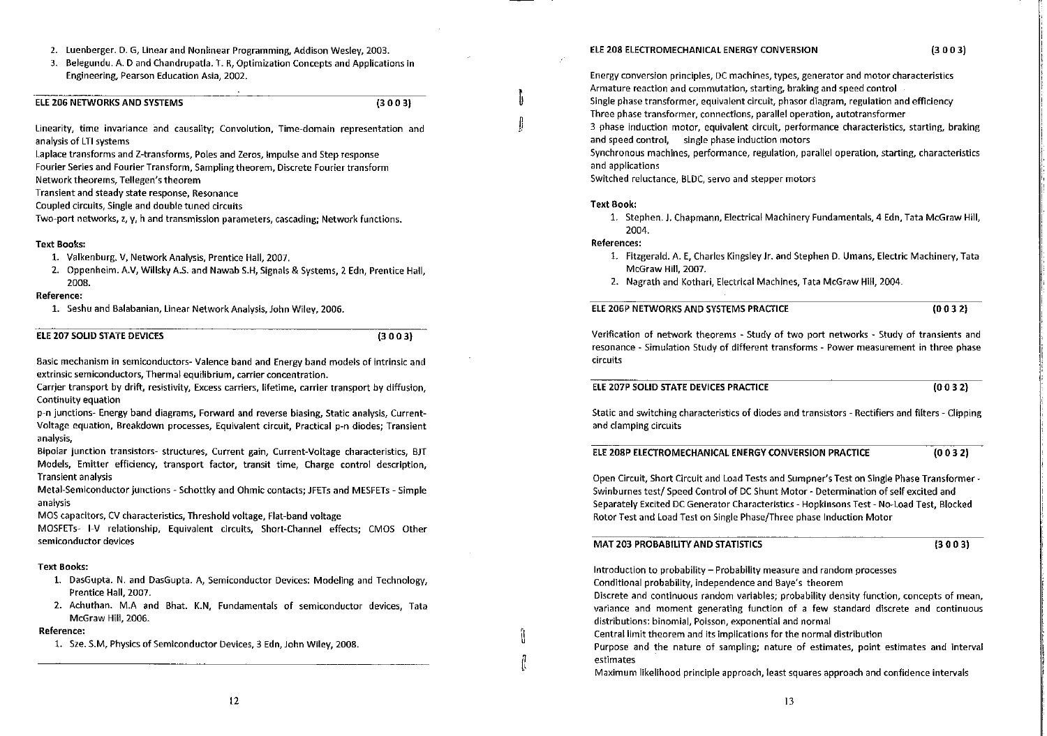2. Luenberger. D. G, Linear and Nonlinear Programming, Addison Wesley, 2003.
3. Belegundu. A. D and Chandrupatla. T. R, Optimization Concepts and Applications in Engineering, Pearson Education Asia, 2002.

## ELE 206 NETWORKS AND SYSTEMS (3 0 0 3)

Linearity, time invariance and causality; Convolution, Time-domain representation and analysis of LTI systems

Laplace transforms and Z-transforms, Poles and Zeros, Impulse and Step response

Fourier Series and Fourier Transform, Sampling theorem, Discrete Fourier transform

Network theorems, Tellegen's theorem

Transient and steady state response, Resonance

Coupled circuits, Single and double tuned circuits

Two-port networks, z, y, h and transmission parameters, cascading; Network functions.

**Text Books:**

1. Valkenburg. V, Network Analysis, Prentice Hall, 2007.
2. Oppenheim. A.V, Willsky A.S. and Nawab S.H, Signals & Systems, 2 Edn, Prentice Hall, 2008.

**Reference:**

1. Seshu and Balabanian, Linear Network Analysis, John Wiley, 2006.

## ELE 207 SOLID STATE DEVICES (3 0 0 3)

Basic mechanism in semiconductors- Valence band and Energy band models of intrinsic and extrinsic semiconductors, Thermal equilibrium, carrier concentration.

Carrier transport by drift, resistivity, Excess carriers, lifetime, carrier transport by diffusion, Continuity equation

p-n junctions- Energy band diagrams, Forward and reverse biasing, Static analysis, Current-Voltage equation, Breakdown processes, Equivalent circuit, Practical p-n diodes; Transient analysis,

Bipolar junction transistors- structures, Current gain, Current-Voltage characteristics, BJT Models, Emitter efficiency, transport factor, transit time, Charge control description, Transient analysis

Metal-Semiconductor junctions - Schottky and Ohmic contacts; JFETs and MESFETs - Simple analysis

MOS capacitors, CV characteristics, Threshold voltage, Flat-band voltage

MOSFETs- I-V relationship, Equivalent circuits, Short-Channel effects; CMOS Other semiconductor devices

**Text Books:**

1. DasGupta. N. and DasGupta. A, Semiconductor Devices: Modeling and Technology, Prentice Hall, 2007.
2. Achuthan. M.A and Bhat. K.N, Fundamentals of semiconductor devices, Tata McGraw Hill, 2006.

**Reference:**

1. Sze. S.M, Physics of Semiconductor Devices, 3 Edn, John Wiley, 2008.

## ELE 208 ELECTROMECHANICAL ENERGY CONVERSION (3 0 0 3)

Energy conversion principles, DC machines, types, generator and motor characteristics

Armature reaction and commutation, starting, braking and speed control

Single phase transformer, equivalent circuit, phasor diagram, regulation and efficiency

Three phase transformer, connections, parallel operation, autotransformer

3 phase induction motor, equivalent circuit, performance characteristics, starting, braking and speed control, single phase induction motors

Synchronous machines, performance, regulation, parallel operation, starting, characteristics and applications

Switched reluctance, BLDC, servo and stepper motors

**Text Book:**

1. Stephen. J. Chapmann, Electrical Machinery Fundamentals, 4 Edn, Tata McGraw Hill, 2004.

**References:**

1. Fitzgerald. A. E, Charles Kingsley Jr. and Stephen D. Umans, Electric Machinery, Tata McGraw Hill, 2007.
2. Nagrath and Kothari, Electrical Machines, Tata McGraw Hill, 2004.

## ELE 206P NETWORKS AND SYSTEMS PRACTICE (0 0 3 2)

Verification of network theorems - Study of two port networks - Study of transients and resonance - Simulation Study of different transforms - Power measurement in three phase circuits

## ELE 207P SOLID STATE DEVICES PRACTICE (0 0 3 2)

Static and switching characteristics of diodes and transistors - Rectifiers and filters - Clipping and clamping circuits

## ELE 208P ELECTROMECHANICAL ENERGY CONVERSION PRACTICE (0 0 3 2)

Open Circuit, Short Circuit and Load Tests and Sumpner's Test on Single Phase Transformer - Swinburnes test/ Speed Control of DC Shunt Motor - Determination of self excited and Separately Excited DC Generator Characteristics - Hopkinsons Test - No-Load Test, Blocked Rotor Test and Load Test on Single Phase/Three phase Induction Motor

## MAT 203 PROBABILITY AND STATISTICS (3 0 0 3)

Introduction to probability – Probability measure and random processes

Conditional probability, independence and Baye's theorem

Discrete and continuous random variables; probability density function, concepts of mean, variance and moment generating function of a few standard discrete and continuous distributions: binomial, Poisson, exponential and normal

Central limit theorem and its implications for the normal distribution

Purpose and the nature of sampling; nature of estimates, point estimates and interval estimates

Maximum likelihood principle approach, least squares approach and confidence intervals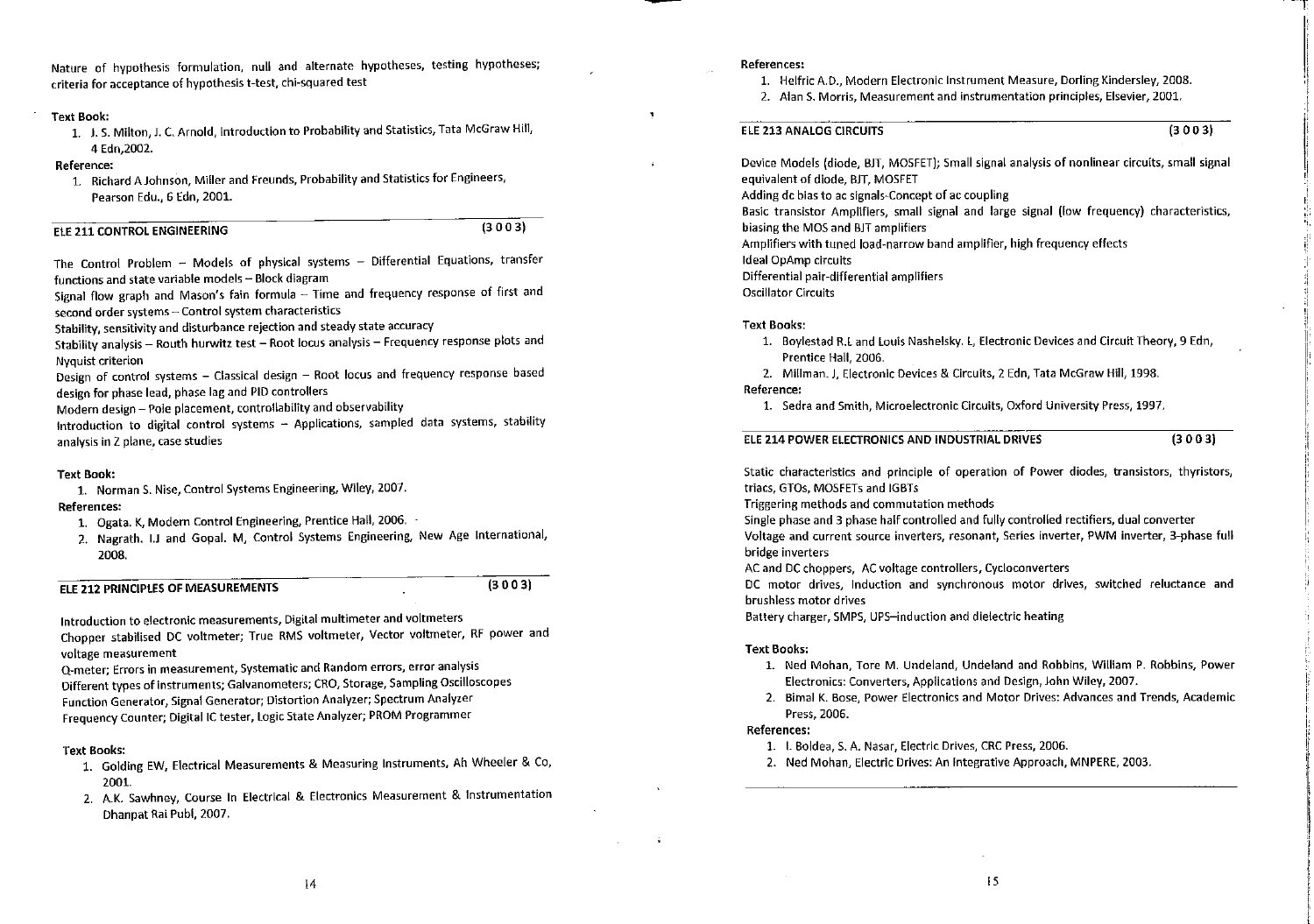Nature of hypothesis formulation, null and alternate hypotheses, testing hypotheses; criteria for acceptance of hypothesis t-test, chi-squared test

**Text Book:**

1. J. S. Milton, J. C. Arnold, Introduction to Probability and Statistics, Tata McGraw Hill, 4 Edn,2002.

**Reference:**

1. Richard A Johnson, Miller and Freunds, Probability and Statistics for Engineers, Pearson Edu., 6 Edn, 2001.

## ELE 211 CONTROL ENGINEERING (3 0 0 3)

The Control Problem – Models of physical systems – Differential Equations, transfer functions and state variable models – Block diagram

Signal flow graph and Mason's fain formula – Time and frequency response of first and second order systems – Control system characteristics

Stability, sensitivity and disturbance rejection and steady state accuracy

Stability analysis – Routh hurwitz test – Root locus analysis – Frequency response plots and Nyquist criterion

Design of control systems – Classical design – Root locus and frequency response based design for phase lead, phase lag and PID controllers

Modern design – Pole placement, controllability and observability

Introduction to digital control systems – Applications, sampled data systems, stability analysis in Z plane, case studies

**Text Book:**

1. Norman S. Nise, Control Systems Engineering, Wiley, 2007.

**References:**

1. Ogata. K, Modern Control Engineering, Prentice Hall, 2006.
2. Nagrath. I.J and Gopal. M, Control Systems Engineering, New Age International, 2008.

## ELE 212 PRINCIPLES OF MEASUREMENTS (3 0 0 3)

Introduction to electronic measurements, Digital multimeter and voltmeters

Chopper stabilised DC voltmeter; True RMS voltmeter, Vector voltmeter, RF power and voltage measurement

Q-meter; Errors in measurement, Systematic and Random errors, error analysis

Different types of instruments; Galvanometers; CRO, Storage, Sampling Oscilloscopes

Function Generator, Signal Generator; Distortion Analyzer; Spectrum Analyzer

Frequency Counter; Digital IC tester, Logic State Analyzer; PROM Programmer

**Text Books:**

1. Golding EW, Electrical Measurements & Measuring Instruments, Ah Wheeler & Co, 2001.
2. A.K. Sawhney, Course In Electrical & Electronics Measurement & Instrumentation Dhanpat Rai Publ, 2007.

**References:**

1. Helfric A.D., Modern Electronic Instrument Measure, Dorling Kindersley, 2008.
2. Alan S. Morris, Measurement and instrumentation principles, Elsevier, 2001.

## ELE 213 ANALOG CIRCUITS (3 0 0 3)

Device Models (diode, BJT, MOSFET); Small signal analysis of nonlinear circuits, small signal equivalent of diode, BJT, MOSFET

Adding dc bias to ac signals-Concept of ac coupling

Basic transistor Amplifiers, small signal and large signal (low frequency) characteristics, biasing the MOS and BJT amplifiers

Amplifiers with tuned load-narrow band amplifier, high frequency effects

Ideal OpAmp circuits

Differential pair-differential amplifiers

Oscillator Circuits

**Text Books:**

1. Boylestad R.L and Louis Nashelsky. L, Electronic Devices and Circuit Theory, 9 Edn, Prentice Hall, 2006.
2. Millman. J, Electronic Devices & Circuits, 2 Edn, Tata McGraw Hill, 1998.

**Reference:**

1. Sedra and Smith, Microelectronic Circuits, Oxford University Press, 1997.

## ELE 214 POWER ELECTRONICS AND INDUSTRIAL DRIVES (3 0 0 3)

Static characteristics and principle of operation of Power diodes, transistors, thyristors, triacs, GTOs, MOSFETs and IGBTs

Triggering methods and commutation methods

Single phase and 3 phase half controlled and fully controlled rectifiers, dual converter

Voltage and current source inverters, resonant, Series inverter, PWM inverter, 3-phase full bridge inverters

AC and DC choppers, AC voltage controllers, Cycloconverters

DC motor drives, Induction and synchronous motor drives, switched reluctance and brushless motor drives

Battery charger, SMPS, UPS–induction and dielectric heating

**Text Books:**

1. Ned Mohan, Tore M. Undeland, Undeland and Robbins, William P. Robbins, Power Electronics: Converters, Applications and Design, John Wiley, 2007.
2. Bimal K. Bose, Power Electronics and Motor Drives: Advances and Trends, Academic Press, 2006.

**References:**

1. I. Boldea, S. A. Nasar, Electric Drives, CRC Press, 2006.
2. Ned Mohan, Electric Drives: An Integrative Approach, MNPERE, 2003.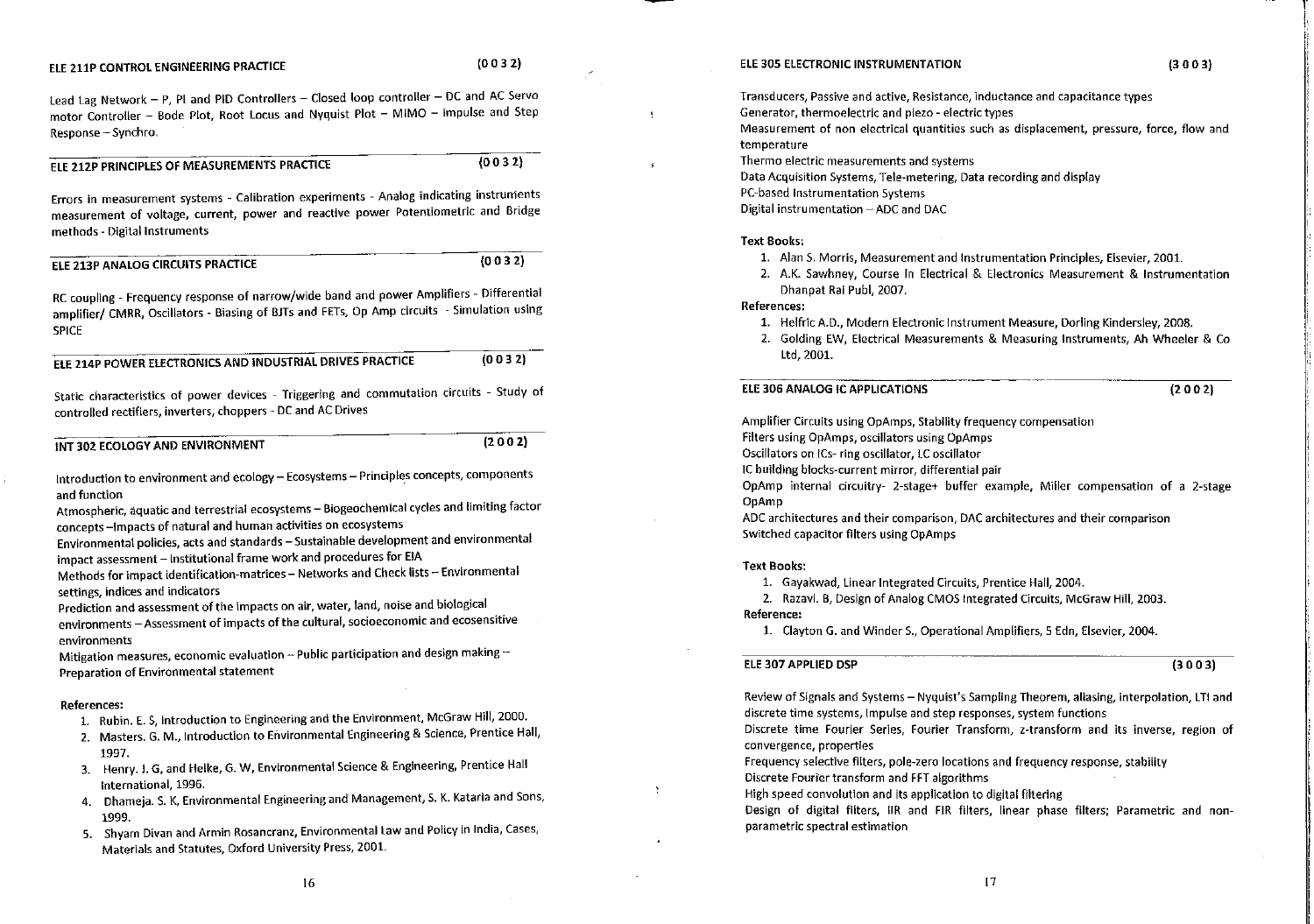## ELE 211P CONTROL ENGINEERING PRACTICE (0 0 3 2)

Lead Lag Network – P, PI and PID Controllers – Closed loop controller – DC and AC Servo motor Controller – Bode Plot, Root Locus and Nyquist Plot – MIMO – Impulse and Step Response – Synchro.

## ELE 212P PRINCIPLES OF MEASUREMENTS PRACTICE (0 0 3 2)

Errors in measurement systems - Calibration experiments - Analog indicating instruments measurement of voltage, current, power and reactive power Potentiometric and Bridge methods - Digital Instruments

## ELE 213P ANALOG CIRCUITS PRACTICE (0 0 3 2)

RC coupling - Frequency response of narrow/wide band and power Amplifiers - Differential amplifier/ CMRR, Oscillators - Biasing of BJTs and FETs, Op Amp circuits - Simulation using SPICE

## ELE 214P POWER ELECTRONICS AND INDUSTRIAL DRIVES PRACTICE (0 0 3 2)

Static characteristics of power devices - Triggering and commutation circuits - Study of controlled rectifiers, inverters, choppers - DC and AC Drives

## INT 302 ECOLOGY AND ENVIRONMENT (2 0 0 2)

Introduction to environment and ecology – Ecosystems – Principles concepts, components and function

Atmospheric, aquatic and terrestrial ecosystems – Biogeochemical cycles and limiting factor concepts –Impacts of natural and human activities on ecosystems

Environmental policies, acts and standards – Sustainable development and environmental impact assessment – Institutional frame work and procedures for EIA

Methods for impact identification-matrices – Networks and Check lists – Environmental settings, indices and indicators

Prediction and assessment of the impacts on air, water, land, noise and biological environments – Assessment of impacts of the cultural, socioeconomic and ecosensitive environments

Mitigation measures, economic evaluation – Public participation and design making – Preparation of Environmental statement

**References:**

1. Rubin. E. S, Introduction to Engineering and the Environment, McGraw Hill, 2000.
2. Masters. G. M., Introduction to Environmental Engineering & Science, Prentice Hall, 1997.
3. Henry. J. G, and Heike, G. W, Environmental Science & Engineering, Prentice Hall International, 1996.
4. Dhameja. S. K, Environmental Engineering and Management, S. K. Kataria and Sons, 1999.
5. Shyam Divan and Armin Rosancranz, Environmental Law and Policy in India, Cases, Materials and Statutes, Oxford University Press, 2001.

## ELE 305 ELECTRONIC INSTRUMENTATION (3 0 0 3)

Transducers, Passive and active, Resistance, inductance and capacitance types

Generator, thermoelectric and piezo - electric types

Measurement of non electrical quantities such as displacement, pressure, force, flow and temperature

Thermo electric measurements and systems

Data Acquisition Systems, Tele-metering, Data recording and display

PC-based Instrumentation Systems

Digital instrumentation – ADC and DAC

**Text Books:**

1. Alan S. Morris, Measurement and Instrumentation Principles, Elsevier, 2001.
2. A.K. Sawhney, Course In Electrical & Electronics Measurement & Instrumentation Dhanpat Rai Publ, 2007.

**References:**

1. Helfric A.D., Modern Electronic Instrument Measure, Dorling Kindersley, 2008.
2. Golding EW, Electrical Measurements & Measuring Instruments, Ah Wheeler & Co Ltd, 2001.

## ELE 306 ANALOG IC APPLICATIONS (2 0 0 2)

Amplifier Circuits using OpAmps, Stability frequency compensation

Filters using OpAmps, oscillators using OpAmps

Oscillators on ICs- ring oscillator, LC oscillator

IC building blocks-current mirror, differential pair

OpAmp internal circuitry- 2-stage+ buffer example, Miller compensation of a 2-stage OpAmp

ADC architectures and their comparison, DAC architectures and their comparison

Switched capacitor filters using OpAmps

**Text Books:**

1. Gayakwad, Linear Integrated Circuits, Prentice Hall, 2004.
2. Razavi. B, Design of Analog CMOS Integrated Circuits, McGraw Hill, 2003.

**Reference:**

1. Clayton G. and Winder S., Operational Amplifiers, 5 Edn, Elsevier, 2004.

## ELE 307 APPLIED DSP (3 0 0 3)

Review of Signals and Systems – Nyquist's Sampling Theorem, aliasing, interpolation, LTI and discrete time systems, Impulse and step responses, system functions

Discrete time Fourier Series, Fourier Transform, z-transform and its inverse, region of convergence, properties

Frequency selective filters, pole-zero locations and frequency response, stability

Discrete Fourier transform and FFT algorithms

High speed convolution and its application to digital filtering

Design of digital filters, IIR and FIR filters, linear phase filters; Parametric and non-parametric spectral estimation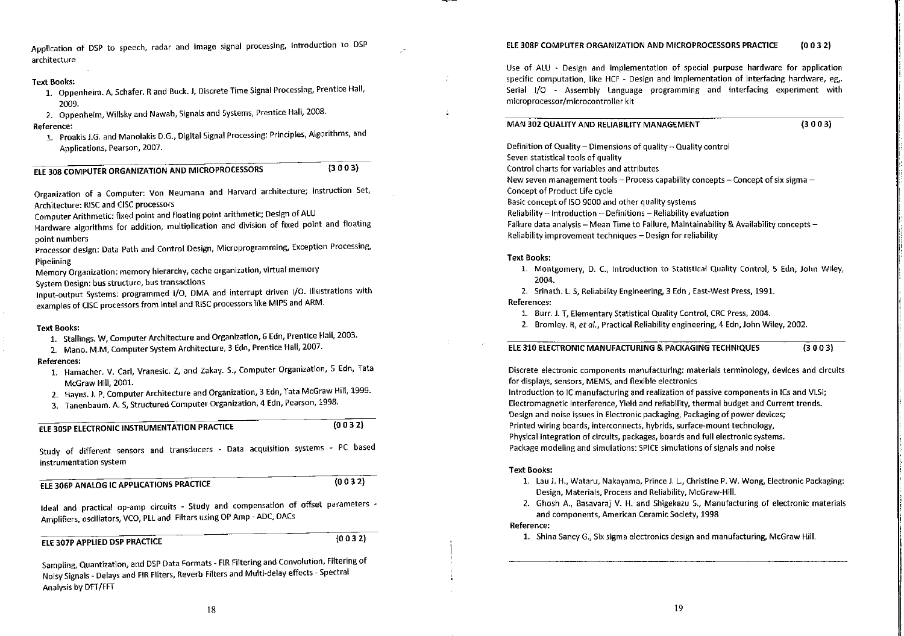Application of DSP to speech, radar and image signal processing, Introduction to DSP architecture

**Text Books:**

1. Oppenheim. A, Schafer. R and Buck. J, Discrete Time Signal Processing, Prentice Hall, 2009.
2. Oppenheim, Willsky and Nawab, Signals and Systems, Prentice Hall, 2008.

**Reference:**

1. Proakis J.G. and Manolakis D.G., Digital Signal Processing: Principles, Algorithms, and Applications, Pearson, 2007.

## ELE 308 COMPUTER ORGANIZATION AND MICROPROCESSORS (3 0 0 3)

Organization of a Computer: Von Neumann and Harvard architecture; Instruction Set, Architecture: RISC and CISC processors
Computer Arithmetic: fixed point and floating point arithmetic; Design of ALU
Hardware algorithms for addition, multiplication and division of fixed point and floating point numbers
Processor design: Data Path and Control Design, Microprogramming, Exception Processing, Pipelining
Memory Organization: memory hierarchy, cache organization, virtual memory
System Design: bus structure, bus transactions
Input-output Systems: programmed I/O, DMA and interrupt driven I/O. Illustrations with examples of CISC processors from Intel and RISC processors like MIPS and ARM.

**Text Books:**

1. Stallings. W, Computer Architecture and Organization, 6 Edn, Prentice Hall, 2003.
2. Mano. M.M, Computer System Architecture, 3 Edn, Prentice Hall, 2007.

**References:**

1. Hamacher. V. Carl, Vranesic. Z, and Zakay. S., Computer Organization, 5 Edn, Tata McGraw Hill, 2001.
2. Hayes. J. P, Computer Architecture and Organization, 3 Edn, Tata McGraw Hill, 1999.
3. Tanenbaum. A. S, Structured Computer Organization, 4 Edn, Pearson, 1998.

## ELE 305P ELECTRONIC INSTRUMENTATION PRACTICE (0 0 3 2)

Study of different sensors and transducers - Data acquisition systems - PC based instrumentation system

## ELE 306P ANALOG IC APPLICATIONS PRACTICE (0 0 3 2)

Ideal and practical op-amp circuits - Study and compensation of offset parameters - Amplifiers, oscillators, VCO, PLL and Filters using OP Amp - ADC, DACs

## ELE 307P APPLIED DSP PRACTICE (0 0 3 2)

Sampling, Quantization, and DSP Data Formats - FIR Filtering and Convolution, Filtering of Noisy Signals - Delays and FIR Filters, Reverb Filters and Multi-delay effects - Spectral Analysis by DFT/FFT

## ELE 308P COMPUTER ORGANIZATION AND MICROPROCESSORS PRACTICE (0 0 3 2)

Use of ALU - Design and implementation of special purpose hardware for application specific computation, like HCF - Design and implementation of interfacing hardware, eg,. Serial I/O - Assembly Language programming and interfacing experiment with microprocessor/microcontroller kit

## MAN 302 QUALITY AND RELIABILITY MANAGEMENT (3 0 0 3)

Definition of Quality – Dimensions of quality – Quality control
Seven statistical tools of quality
Control charts for variables and attributes
New seven management tools – Process capability concepts – Concept of six sigma – Concept of Product Life cycle
Basic concept of ISO 9000 and other quality systems
Reliability – Introduction – Definitions – Reliability evaluation
Failure data analysis – Mean Time to Failure, Maintainability & Availability concepts – Reliability improvement techniques – Design for reliability

**Text Books:**

1. Montgomery, D. C., Introduction to Statistical Quality Control, 5 Edn, John Wiley, 2004.
2. Srinath. L. S, Reliability Engineering, 3 Edn , East-West Press, 1991.

**References:**

1. Burr. J. T, Elementary Statistical Quality Control, CRC Press, 2004.
2. Bromley. R, *et al.*, Practical Reliability engineering, 4 Edn, John Wiley, 2002.

## ELE 310 ELECTRONIC MANUFACTURING & PACKAGING TECHNIQUES (3 0 0 3)

Discrete electronic components manufacturing: materials terminology, devices and circuits for displays, sensors, MEMS, and flexible electronics
Introduction to IC manufacturing and realization of passive components in ICs and VLSI; Electromagnetic interference, Yield and reliability, thermal budget and Current trends.
Design and noise issues in Electronic packaging, Packaging of power devices;
Printed wiring boards, interconnects, hybrids, surface-mount technology,
Physical integration of circuits, packages, boards and full electronic systems.
Package modeling and simulations: SPICE simulations of signals and noise

**Text Books:**

1. Lau J. H., Wataru, Nakayama, Prince J. L., Christine P. W. Wong, Electronic Packaging: Design, Materials, Process and Reliability, McGraw-Hill.
2. Ghosh A., Basavaraj V. H. and Shigekazu S., Manufacturing of electronic materials and components, American Ceramic Society, 1998

**Reference:**

1. Shina Sancy G., Six sigma electronics design and manufacturing, McGraw Hill.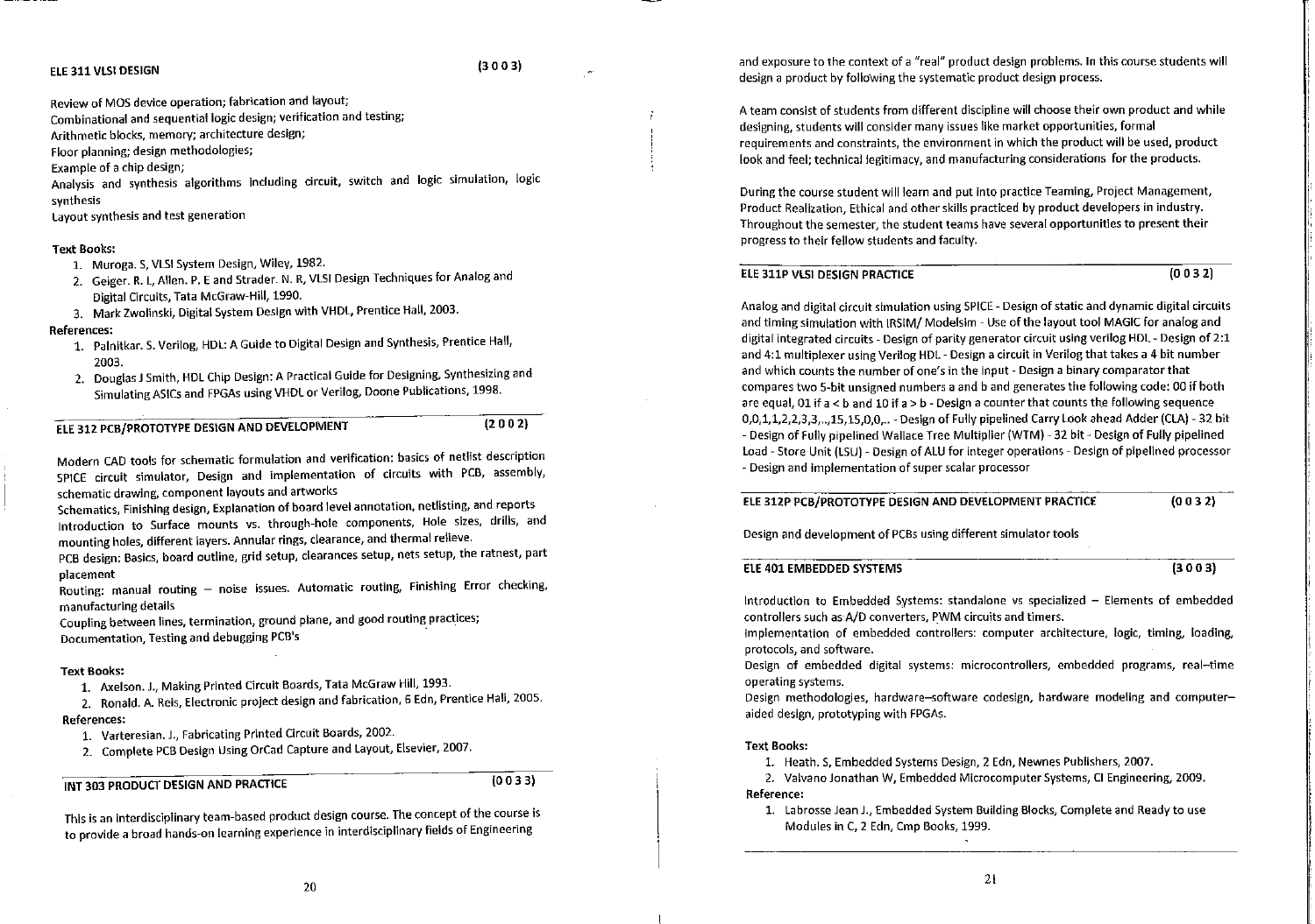## ELE 311 VLSI DESIGN (3 0 0 3)

Review of MOS device operation; fabrication and layout;
Combinational and sequential logic design; verification and testing;
Arithmetic blocks, memory; architecture design;
Floor planning; design methodologies;
Example of a chip design;
Analysis and synthesis algorithms including circuit, switch and logic simulation, logic synthesis
Layout synthesis and test generation

**Text Books:**

1. Muroga. S, VLSI System Design, Wiley, 1982.
2. Geiger. R. L, Allen. P. E and Strader. N. R, VLSI Design Techniques for Analog and Digital Circuits, Tata McGraw-Hill, 1990.
3. Mark Zwolinski, Digital System Design with VHDL, Prentice Hall, 2003.

**References:**

1. Palnitkar. S. Verilog, HDL: A Guide to Digital Design and Synthesis, Prentice Hall, 2003.
2. Douglas J Smith, HDL Chip Design: A Practical Guide for Designing, Synthesizing and Simulating ASICs and FPGAs using VHDL or Verilog, Doone Publications, 1998.

## ELE 312 PCB/PROTOTYPE DESIGN AND DEVELOPMENT (2 0 0 2)

Modern CAD tools for schematic formulation and verification: basics of netlist description SPICE circuit simulator, Design and implementation of circuits with PCB, assembly, schematic drawing, component layouts and artworks
Schematics, Finishing design, Explanation of board level annotation, netlisting, and reports
Introduction to Surface mounts vs. through-hole components, Hole sizes, drills, and mounting holes, different layers. Annular rings, clearance, and thermal relieve.
PCB design: Basics, board outline, grid setup, clearances setup, nets setup, the ratnest, part placement
Routing: manual routing – noise issues. Automatic routing, Finishing Error checking, manufacturing details
Coupling between lines, termination, ground plane, and good routing practices;
Documentation, Testing and debugging PCB's

**Text Books:**

1. Axelson. J., Making Printed Circuit Boards, Tata McGraw Hill, 1993.
2. Ronald. A. Reis, Electronic project design and fabrication, 6 Edn, Prentice Hall, 2005.

**References:**

1. Varteresian. J., Fabricating Printed Circuit Boards, 2002.
2. Complete PCB Design Using OrCad Capture and Layout, Elsevier, 2007.

## INT 303 PRODUCT DESIGN AND PRACTICE (0 0 3 3)

This is an interdisciplinary team-based product design course. The concept of the course is to provide a broad hands-on learning experience in interdisciplinary fields of Engineering and exposure to the context of a "real" product design problems. In this course students will design a product by following the systematic product design process.

A team consist of students from different discipline will choose their own product and while designing, students will consider many issues like market opportunities, formal requirements and constraints, the environment in which the product will be used, product look and feel; technical legitimacy, and manufacturing considerations for the products.

During the course student will learn and put into practice Teaming, Project Management, Product Realization, Ethical and other skills practiced by product developers in industry. Throughout the semester, the student teams have several opportunities to present their progress to their fellow students and faculty.

## ELE 311P VLSI DESIGN PRACTICE (0 0 3 2)

Analog and digital circuit simulation using SPICE - Design of static and dynamic digital circuits and timing simulation with IRSIM/ Modelsim - Use of the layout tool MAGIC for analog and digital integrated circuits - Design of parity generator circuit using verilog HDL - Design of 2:1 and 4:1 multiplexer using Verilog HDL - Design a circuit in Verilog that takes a 4 bit number and which counts the number of one's in the input - Design a binary comparator that compares two 5-bit unsigned numbers a and b and generates the following code: 00 if both are equal, 01 if a < b and 10 if a > b - Design a counter that counts the following sequence 0,0,1,1,2,2,3,3,..,15,15,0,0,.. - Design of Fully pipelined Carry Look ahead Adder (CLA) - 32 bit - Design of Fully pipelined Wallace Tree Multiplier (WTM) - 32 bit - Design of Fully pipelined Load - Store Unit (LSU) - Design of ALU for integer operations - Design of pipelined processor - Design and implementation of super scalar processor

## ELE 312P PCB/PROTOTYPE DESIGN AND DEVELOPMENT PRACTICE (0 0 3 2)

Design and development of PCBs using different simulator tools

## ELE 401 EMBEDDED SYSTEMS (3 0 0 3)

Introduction to Embedded Systems: standalone vs specialized – Elements of embedded controllers such as A/D converters, PWM circuits and timers.
Implementation of embedded controllers: computer architecture, logic, timing, loading, protocols, and software.
Design of embedded digital systems: microcontrollers, embedded programs, real–time operating systems.
Design methodologies, hardware–software codesign, hardware modeling and computer–aided design, prototyping with FPGAs.

**Text Books:**

1. Heath. S, Embedded Systems Design, 2 Edn, Newnes Publishers, 2007.
2. Valvano Jonathan W, Embedded Microcomputer Systems, CI Engineering, 2009.

**Reference:**

1. Labrosse Jean J., Embedded System Building Blocks, Complete and Ready to use Modules in C, 2 Edn, Cmp Books, 1999.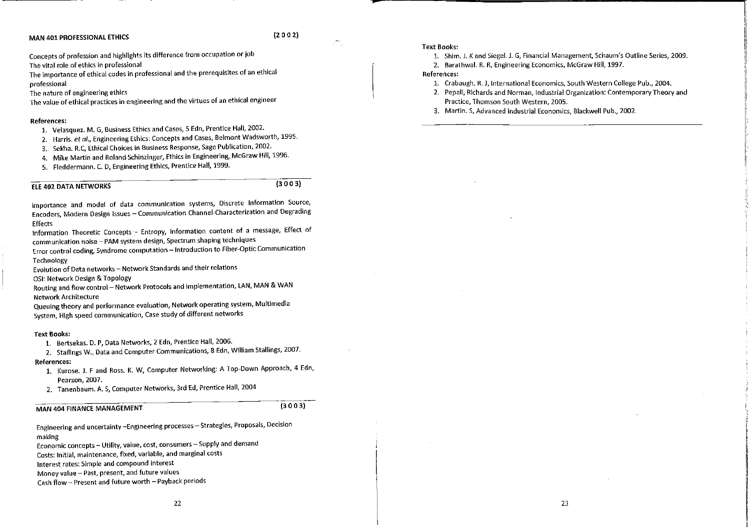## MAN 401 PROFESSIONAL ETHICS (2 0 0 2)

Concepts of profession and highlights its difference from occupation or job
The vital role of ethics in professional
The importance of ethical codes in professional and the prerequisites of an ethical professional
The nature of engineering ethics
The value of ethical practices in engineering and the virtues of an ethical engineer

**References:**

1. Velasquez. M. G, Business Ethics and Cases, 5 Edn, Prentice Hall, 2002.
2. Harris. *et al.*, Engineering Ethics: Concepts and Cases, Belmont Wadsworth, 1995.
3. Sekha. R.C, Ethical Choices in Business Response, Sage Publication, 2002.
4. Mike Martin and Roland Schinzinger, Ethics in Engineering, McGraw Hill, 1996.
5. Fleddermann. C. D, Engineering Ethics, Prentice Hall, 1999.

## ELE 402 DATA NETWORKS (3 0 0 3)

Importance and model of data communication systems, Discrete Information Source, Encoders, Modern Design Issues – Communication Channel-Characterization and Degrading Effects
Information Theoretic Concepts – Entropy, Information content of a message, Effect of communication noise – PAM system design, Spectrum shaping techniques
Error control coding, Syndrome computation – Introduction to Fiber-Optic Communication Technology
Evolution of Data networks – Network Standards and their relations
OSI: Network Design & Topology
Routing and flow control – Network Protocols and implementation, LAN, MAN & WAN Network Architecture
Queuing theory and performance evaluation, Network operating system, Multimedia System, High speed communication, Case study of different networks

**Text Books:**

1. Bertsekas. D. P, Data Networks, 2 Edn, Prentice Hall, 2006.
2. Stallings W., Data and Computer Communications, 8 Edn, William Stallings, 2007.

**References:**

1. Kurose. J. F and Ross. K. W, Computer Networking: A Top-Down Approach, 4 Edn, Pearson, 2007.
2. Tanenbaum. A. S, Computer Networks, 3rd Ed, Prentice Hall, 2004

## MAN 404 FINANCE MANAGEMENT (3 0 0 3)

Engineering and uncertainty –Engineering processes – Strategies, Proposals, Decision making
Economic concepts – Utility, value, cost, consumers – Supply and demand
Costs: Initial, maintenance, fixed, variable, and marginal costs
Interest rates: Simple and compound interest
Money value – Past, present, and future values
Cash flow – Present and future worth – Payback periods

**Text Books:**

1. Shim. J. K and Siegel. J. G, Financial Management, Schaum's Outline Series, 2009.
2. Barathwal. R. R, Engineering Economics, McGraw Hill, 1997.

**References:**

1. Crabaugh. R. J, International Economics, South Western College Pub., 2004.
2. Pepall, Richards and Norman, Industrial Organization: Contemporary Theory and Practice, Thomson South Western, 2005.
3. Martin. S, Advanced Industrial Economics, Blackwell Pub., 2002.